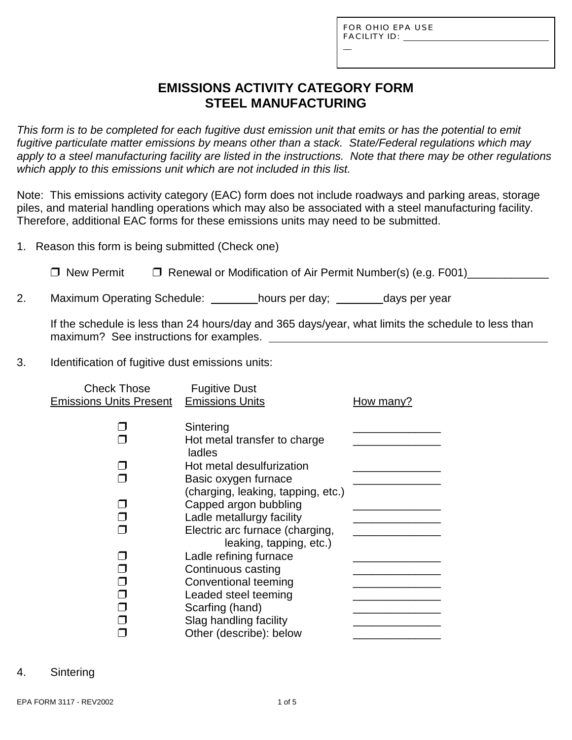FOR OHIO EPA USE
FACILITY ID: ______________________________

# EMISSIONS ACTIVITY CATEGORY FORM
# STEEL MANUFACTURING

*This form is to be completed for each fugitive dust emission unit that emits or has the potential to emit fugitive particulate matter emissions by means other than a stack. State/Federal regulations which may apply to a steel manufacturing facility are listed in the instructions. Note that there may be other regulations which apply to this emissions unit which are not included in this list.*

Note: This emissions activity category (EAC) form does not include roadways and parking areas, storage piles, and material handling operations which may also be associated with a steel manufacturing facility. Therefore, additional EAC forms for these emissions units may need to be submitted.

1. Reason this form is being submitted (Check one)

   ❒ New Permit ❒ Renewal or Modification of Air Permit Number(s) (e.g. F001)_____________

2. Maximum Operating Schedule: ________hours per day; ________days per year

   If the schedule is less than 24 hours/day and 365 days/year, what limits the schedule to less than maximum? See instructions for examples. ________________________________________________

3. Identification of fugitive dust emissions units:

| Check Those Emissions Units Present | Fugitive Dust Emissions Units | How many? |
|---|---|---|
| ❒ | Sintering | ______________ |
| ❒ | Hot metal transfer to charge ladles | ______________ |
| ❒ | Hot metal desulfurization | ______________ |
| ❒ | Basic oxygen furnace (charging, leaking, tapping, etc.) | ______________ |
| ❒ | Capped argon bubbling | ______________ |
| ❒ | Ladle metallurgy facility | ______________ |
| ❒ | Electric arc furnace (charging, leaking, tapping, etc.) | ______________ |
| ❒ | Ladle refining furnace | ______________ |
| ❒ | Continuous casting | ______________ |
| ❒ | Conventional teeming | ______________ |
| ❒ | Leaded steel teeming | ______________ |
| ❒ | Scarfing (hand) | ______________ |
| ❒ | Slag handling facility | ______________ |
| ❒ | Other (describe): below | ______________ |

4. Sintering

EPA FORM 3117 - REV2002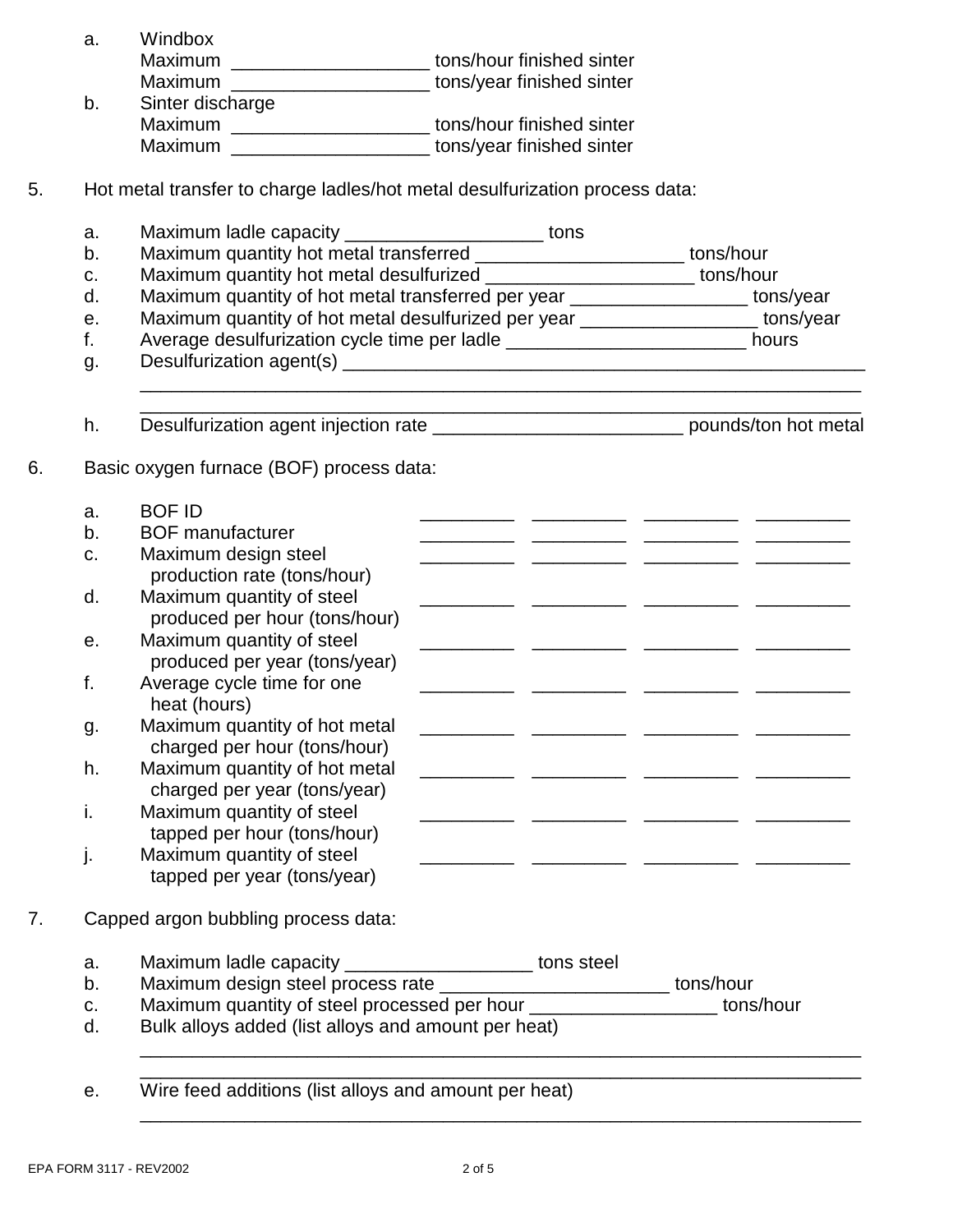a. Windbox
   Maximum ___________________ tons/hour finished sinter
   Maximum ___________________ tons/year finished sinter

b. Sinter discharge
   Maximum ___________________ tons/hour finished sinter
   Maximum ___________________ tons/year finished sinter

5. Hot metal transfer to charge ladles/hot metal desulfurization process data:

   a. Maximum ladle capacity ___________________ tons
   b. Maximum quantity hot metal transferred ____________________ tons/hour
   c. Maximum quantity hot metal desulfurized ____________________ tons/hour
   d. Maximum quantity of hot metal transferred per year _________________ tons/year
   e. Maximum quantity of hot metal desulfurized per year _________________ tons/year
   f. Average desulfurization cycle time per ladle _______________________ hours
   g. Desulfurization agent(s) _____________________________________________
      _______________________________________________________________________
      _______________________________________________________________________
   h. Desulfurization agent injection rate ________________________ pounds/ton hot metal

6. Basic oxygen furnace (BOF) process data:

| | | | | | |
|---|---|---|---|---|---|
| a. | BOF ID | _________ | _________ | _________ | _________ |
| b. | BOF manufacturer | _________ | _________ | _________ | _________ |
| c. | Maximum design steel production rate (tons/hour) | _________ | _________ | _________ | _________ |
| d. | Maximum quantity of steel produced per hour (tons/hour) | _________ | _________ | _________ | _________ |
| e. | Maximum quantity of steel produced per year (tons/year) | _________ | _________ | _________ | _________ |
| f. | Average cycle time for one heat (hours) | _________ | _________ | _________ | _________ |
| g. | Maximum quantity of hot metal charged per hour (tons/hour) | _________ | _________ | _________ | _________ |
| h. | Maximum quantity of hot metal charged per year (tons/year) | _________ | _________ | _________ | _________ |
| i. | Maximum quantity of steel tapped per hour (tons/hour) | _________ | _________ | _________ | _________ |
| j. | Maximum quantity of steel tapped per year (tons/year) | _________ | _________ | _________ | _________ |

7. Capped argon bubbling process data:

   a. Maximum ladle capacity __________________ tons steel
   b. Maximum design steel process rate ______________________ tons/hour
   c. Maximum quantity of steel processed per hour __________________ tons/hour
   d. Bulk alloys added (list alloys and amount per heat)
      _______________________________________________________________________
      _______________________________________________________________________
   e. Wire feed additions (list alloys and amount per heat)
      _______________________________________________________________________

EPA FORM 3117 - REV2002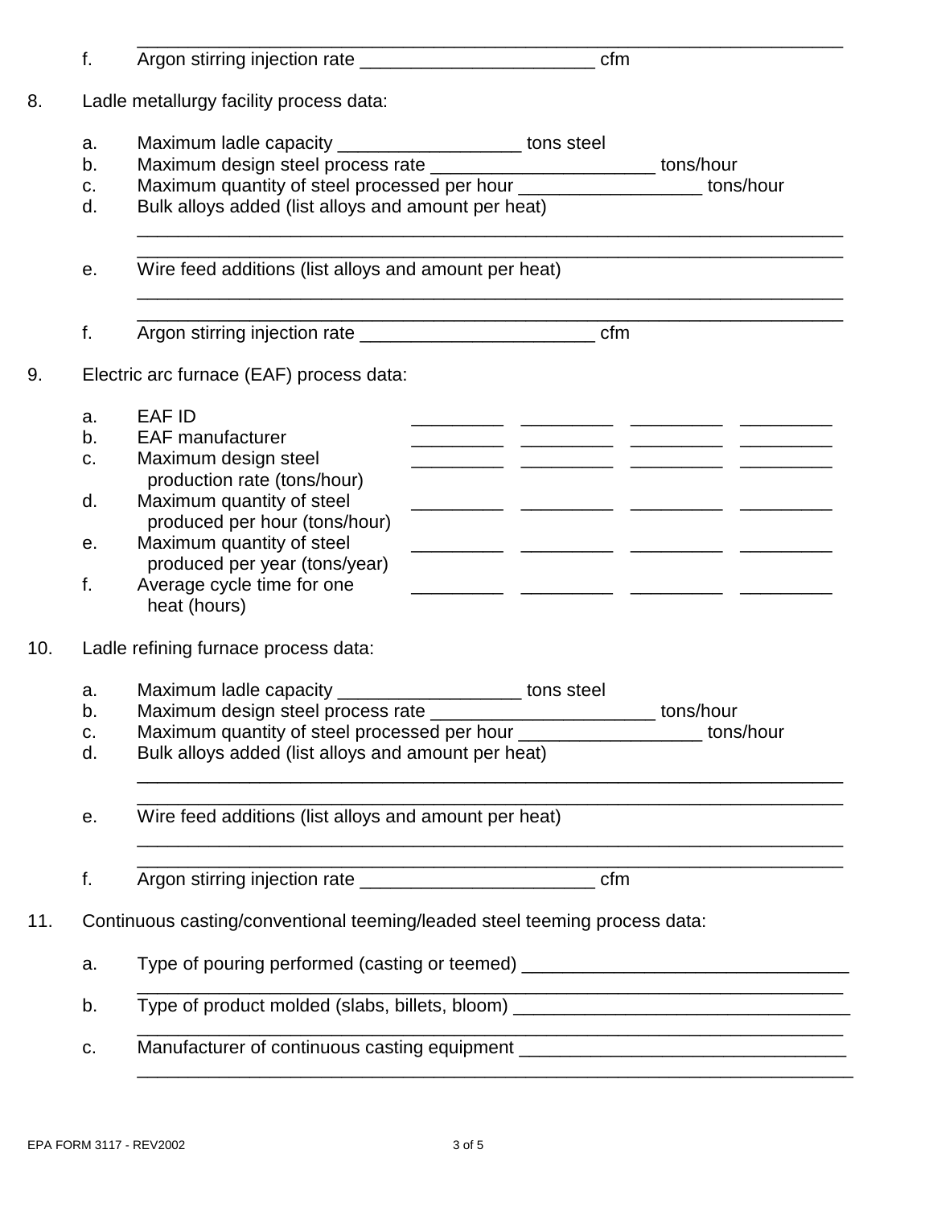______________________________________________________________________

f. Argon stirring injection rate ______________________ cfm

8. Ladle metallurgy facility process data:

a. Maximum ladle capacity __________________ tons steel
b. Maximum design steel process rate ______________________ tons/hour
c. Maximum quantity of steel processed per hour __________________ tons/hour
d. Bulk alloys added (list alloys and amount per heat)
______________________________________________________________________
______________________________________________________________________
e. Wire feed additions (list alloys and amount per heat)
______________________________________________________________________
______________________________________________________________________
f. Argon stirring injection rate ______________________ cfm

9. Electric arc furnace (EAF) process data:

| | | | | |
|---|---|---|---|---|
| a. EAF ID | _________ | _________ | _________ | _________ |
| b. EAF manufacturer | _________ | _________ | _________ | _________ |
| c. Maximum design steel production rate (tons/hour) | _________ | _________ | _________ | _________ |
| d. Maximum quantity of steel produced per hour (tons/hour) | _________ | _________ | _________ | _________ |
| e. Maximum quantity of steel produced per year (tons/year) | _________ | _________ | _________ | _________ |
| f. Average cycle time for one heat (hours) | _________ | _________ | _________ | _________ |

10. Ladle refining furnace process data:

a. Maximum ladle capacity __________________ tons steel
b. Maximum design steel process rate ______________________ tons/hour
c. Maximum quantity of steel processed per hour __________________ tons/hour
d. Bulk alloys added (list alloys and amount per heat)
______________________________________________________________________
______________________________________________________________________
e. Wire feed additions (list alloys and amount per heat)
______________________________________________________________________
______________________________________________________________________
f. Argon stirring injection rate ______________________ cfm

11. Continuous casting/conventional teeming/leaded steel teeming process data:

a. Type of pouring performed (casting or teemed) ________________________________
______________________________________________________________________
b. Type of product molded (slabs, billets, bloom) _________________________________
______________________________________________________________________
c. Manufacturer of continuous casting equipment ________________________________
______________________________________________________________________

EPA FORM 3117 - REV2002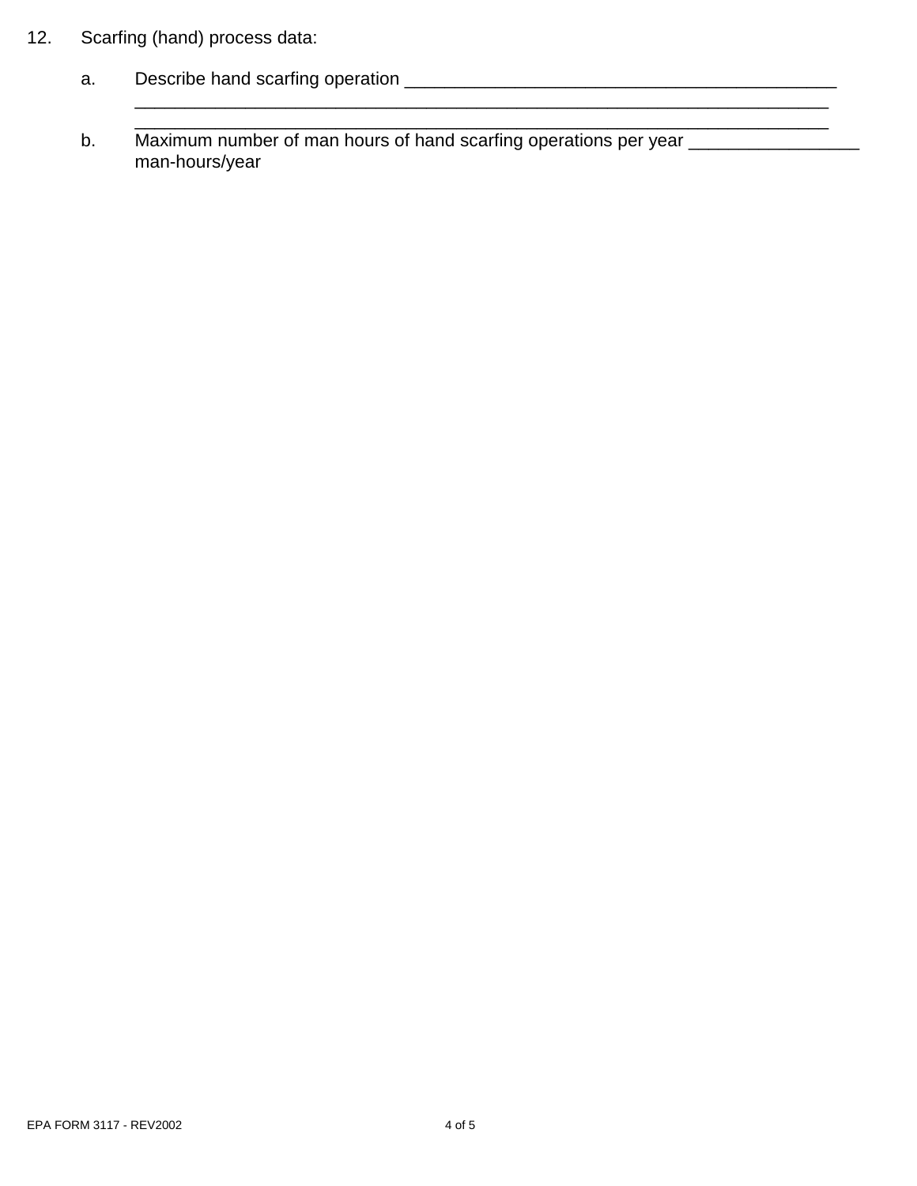12. Scarfing (hand) process data:

    a. Describe hand scarfing operation ____________________________________________
    _______________________________________________________________________
    _______________________________________________________________________

    b. Maximum number of man hours of hand scarfing operations per year _________________ man-hours/year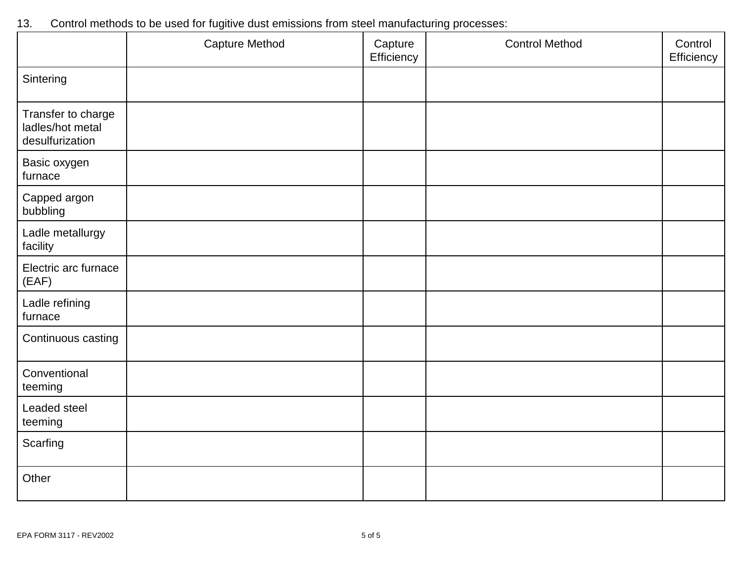13. Control methods to be used for fugitive dust emissions from steel manufacturing processes:

| | Capture Method | Capture Efficiency | Control Method | Control Efficiency |
|---|---|---|---|---|
| Sintering | | | | |
| Transfer to charge ladles/hot metal desulfurization | | | | |
| Basic oxygen furnace | | | | |
| Capped argon bubbling | | | | |
| Ladle metallurgy facility | | | | |
| Electric arc furnace (EAF) | | | | |
| Ladle refining furnace | | | | |
| Continuous casting | | | | |
| Conventional teeming | | | | |
| Leaded steel teeming | | | | |
| Scarfing | | | | |
| Other | | | | |

EPA FORM 3117 - REV2002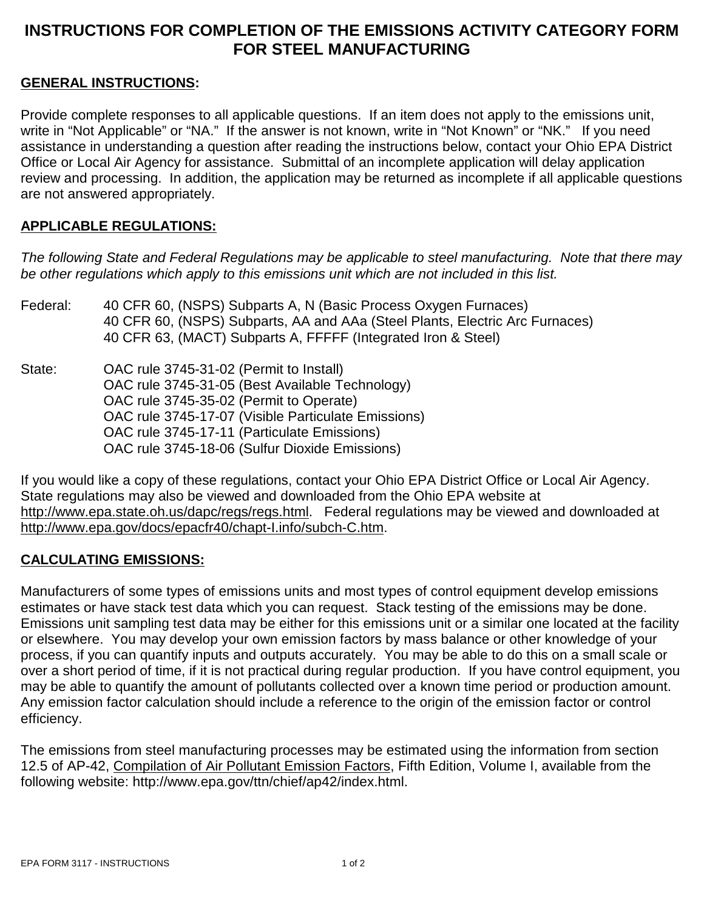# INSTRUCTIONS FOR COMPLETION OF THE EMISSIONS ACTIVITY CATEGORY FORM FOR STEEL MANUFACTURING

## GENERAL INSTRUCTIONS:

Provide complete responses to all applicable questions. If an item does not apply to the emissions unit, write in "Not Applicable" or "NA." If the answer is not known, write in "Not Known" or "NK." If you need assistance in understanding a question after reading the instructions below, contact your Ohio EPA District Office or Local Air Agency for assistance. Submittal of an incomplete application will delay application review and processing. In addition, the application may be returned as incomplete if all applicable questions are not answered appropriately.

## APPLICABLE REGULATIONS:

*The following State and Federal Regulations may be applicable to steel manufacturing. Note that there may be other regulations which apply to this emissions unit which are not included in this list.*

Federal: 40 CFR 60, (NSPS) Subparts A, N (Basic Process Oxygen Furnaces)
40 CFR 60, (NSPS) Subparts, AA and AAa (Steel Plants, Electric Arc Furnaces)
40 CFR 63, (MACT) Subparts A, FFFFF (Integrated Iron & Steel)

State: OAC rule 3745-31-02 (Permit to Install)
OAC rule 3745-31-05 (Best Available Technology)
OAC rule 3745-35-02 (Permit to Operate)
OAC rule 3745-17-07 (Visible Particulate Emissions)
OAC rule 3745-17-11 (Particulate Emissions)
OAC rule 3745-18-06 (Sulfur Dioxide Emissions)

If you would like a copy of these regulations, contact your Ohio EPA District Office or Local Air Agency. State regulations may also be viewed and downloaded from the Ohio EPA website at http://www.epa.state.oh.us/dapc/regs/regs.html. Federal regulations may be viewed and downloaded at http://www.epa.gov/docs/epacfr40/chapt-I.info/subch-C.htm.

## CALCULATING EMISSIONS:

Manufacturers of some types of emissions units and most types of control equipment develop emissions estimates or have stack test data which you can request. Stack testing of the emissions may be done. Emissions unit sampling test data may be either for this emissions unit or a similar one located at the facility or elsewhere. You may develop your own emission factors by mass balance or other knowledge of your process, if you can quantify inputs and outputs accurately. You may be able to do this on a small scale or over a short period of time, if it is not practical during regular production. If you have control equipment, you may be able to quantify the amount of pollutants collected over a known time period or production amount. Any emission factor calculation should include a reference to the origin of the emission factor or control efficiency.

The emissions from steel manufacturing processes may be estimated using the information from section 12.5 of AP-42, Compilation of Air Pollutant Emission Factors, Fifth Edition, Volume I, available from the following website: http://www.epa.gov/ttn/chief/ap42/index.html.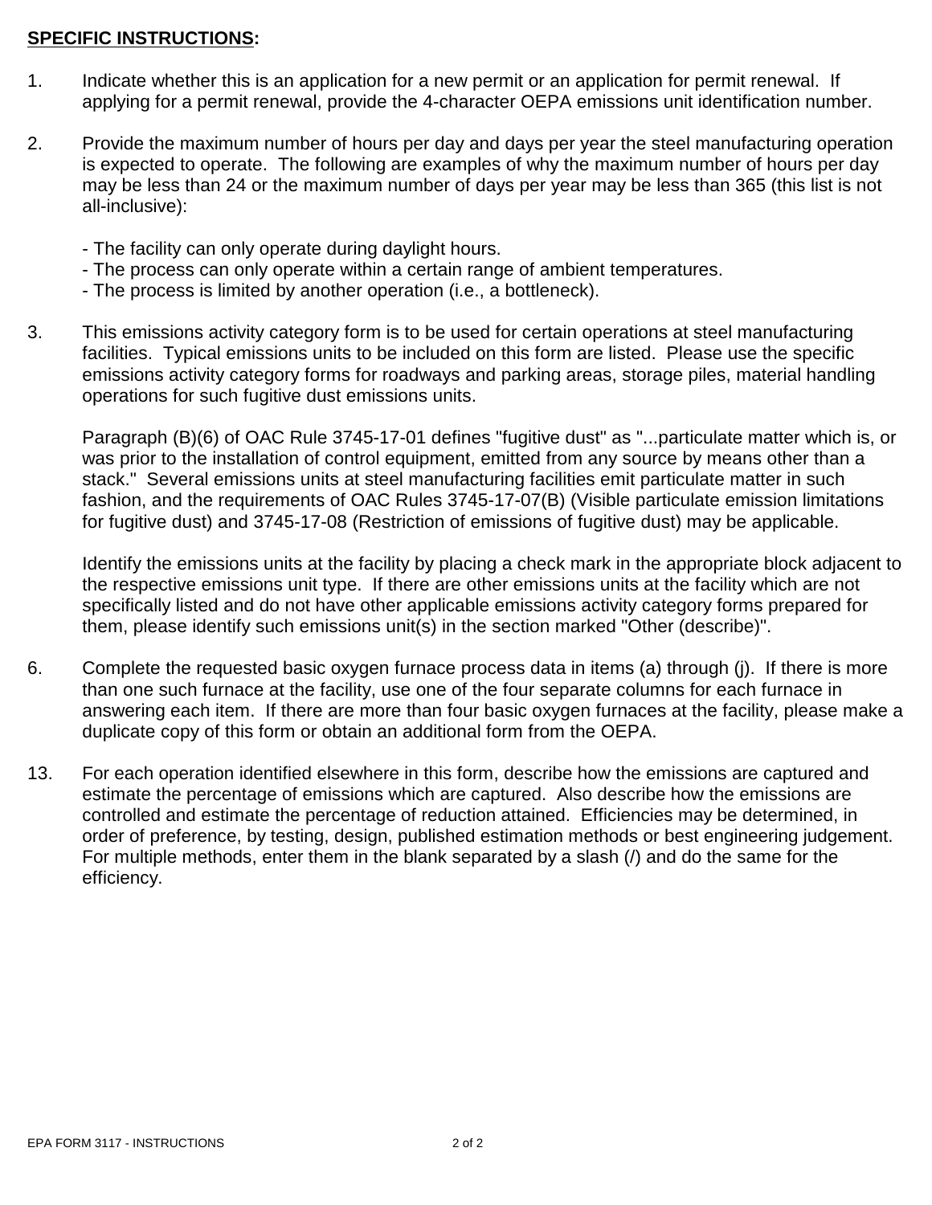**SPECIFIC INSTRUCTIONS:**

1. Indicate whether this is an application for a new permit or an application for permit renewal. If applying for a permit renewal, provide the 4-character OEPA emissions unit identification number.

2. Provide the maximum number of hours per day and days per year the steel manufacturing operation is expected to operate. The following are examples of why the maximum number of hours per day may be less than 24 or the maximum number of days per year may be less than 365 (this list is not all-inclusive):

   - The facility can only operate during daylight hours.
   - The process can only operate within a certain range of ambient temperatures.
   - The process is limited by another operation (i.e., a bottleneck).

3. This emissions activity category form is to be used for certain operations at steel manufacturing facilities. Typical emissions units to be included on this form are listed. Please use the specific emissions activity category forms for roadways and parking areas, storage piles, material handling operations for such fugitive dust emissions units.

   Paragraph (B)(6) of OAC Rule 3745-17-01 defines "fugitive dust" as "...particulate matter which is, or was prior to the installation of control equipment, emitted from any source by means other than a stack." Several emissions units at steel manufacturing facilities emit particulate matter in such fashion, and the requirements of OAC Rules 3745-17-07(B) (Visible particulate emission limitations for fugitive dust) and 3745-17-08 (Restriction of emissions of fugitive dust) may be applicable.

   Identify the emissions units at the facility by placing a check mark in the appropriate block adjacent to the respective emissions unit type. If there are other emissions units at the facility which are not specifically listed and do not have other applicable emissions activity category forms prepared for them, please identify such emissions unit(s) in the section marked "Other (describe)".

6. Complete the requested basic oxygen furnace process data in items (a) through (j). If there is more than one such furnace at the facility, use one of the four separate columns for each furnace in answering each item. If there are more than four basic oxygen furnaces at the facility, please make a duplicate copy of this form or obtain an additional form from the OEPA.

13. For each operation identified elsewhere in this form, describe how the emissions are captured and estimate the percentage of emissions which are captured. Also describe how the emissions are controlled and estimate the percentage of reduction attained. Efficiencies may be determined, in order of preference, by testing, design, published estimation methods or best engineering judgement. For multiple methods, enter them in the blank separated by a slash (/) and do the same for the efficiency.